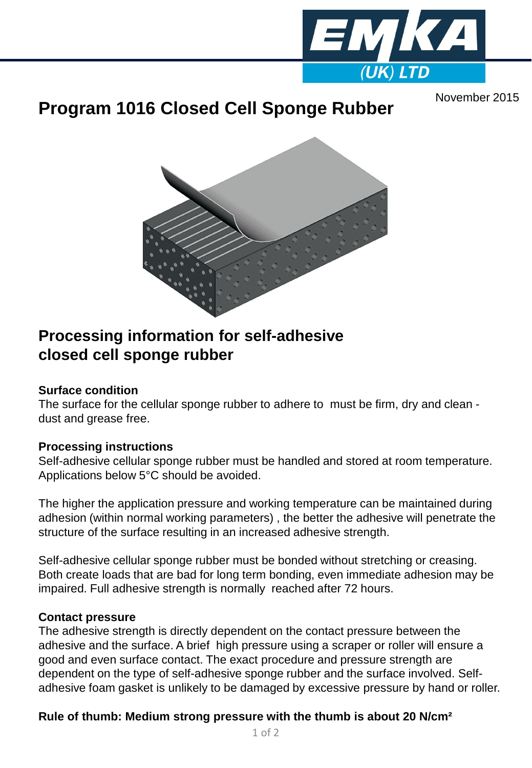November 2015

# Program 1016 Closed Cell Sponge Rubber

## Processing information for self-adhesive closed cell sponge rubber

**Surface condition**

The surface for the cellular sponge rubber to adhere to must be firm, dry and clean - dust and grease free.

**Processing instructions**

Self-adhesive cellular sponge rubber must be handled and stored at room temperature. Applications below 5°C should be avoided.

The higher the application pressure and working temperature can be maintained during adhesion (within normal working parameters) , the better the adhesive will penetrate the structure of the surface resulting in an increased adhesive strength.

Self-adhesive cellular sponge rubber must be bonded without stretching or creasing. Both create loads that are bad for long term bonding, even immediate adhesion may be impaired. Full adhesive strength is normally reached after 72 hours.

**Contact pressure**

The adhesive strength is directly dependent on the contact pressure between the adhesive and the surface. A brief high pressure using a scraper or roller will ensure a good and even surface contact. The exact procedure and pressure strength are dependent on the type of self-adhesive sponge rubber and the surface involved. Self-adhesive foam gasket is unlikely to be damaged by excessive pressure by hand or roller.

**Rule of thumb: Medium strong pressure with the thumb is about 20 N/cm²**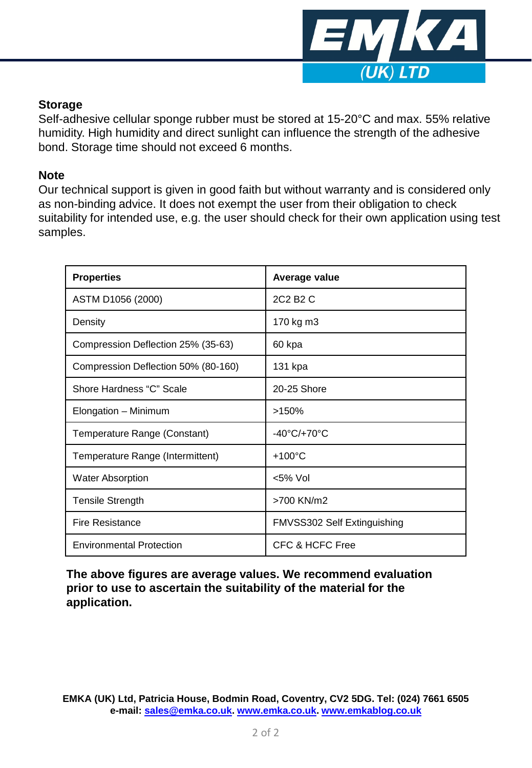## Storage

Self-adhesive cellular sponge rubber must be stored at 15-20°C and max. 55% relative humidity. High humidity and direct sunlight can influence the strength of the adhesive bond. Storage time should not exceed 6 months.

## Note

Our technical support is given in good faith but without warranty and is considered only as non-binding advice. It does not exempt the user from their obligation to check suitability for intended use, e.g. the user should check for their own application using test samples.

| Properties | Average value |
|---|---|
| ASTM D1056 (2000) | 2C2 B2 C |
| Density | 170 kg m3 |
| Compression Deflection 25% (35-63) | 60 kpa |
| Compression Deflection 50% (80-160) | 131 kpa |
| Shore Hardness “C” Scale | 20-25 Shore |
| Elongation – Minimum | >150% |
| Temperature Range (Constant) | -40°C/+70°C |
| Temperature Range (Intermittent) | +100°C |
| Water Absorption | <5% Vol |
| Tensile Strength | >700 KN/m2 |
| Fire Resistance | FMVSS302 Self Extinguishing |
| Environmental Protection | CFC & HCFC Free |

**The above figures are average values. We recommend evaluation prior to use to ascertain the suitability of the material for the application.**

**EMKA (UK) Ltd, Patricia House, Bodmin Road, Coventry, CV2 5DG. Tel: (024) 7661 6505**
**e-mail: sales@emka.co.uk. www.emka.co.uk. www.emkablog.co.uk**